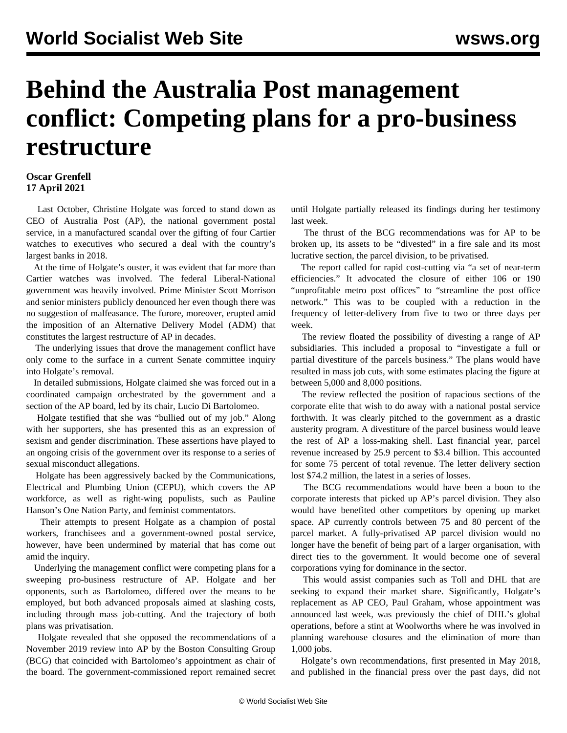# Behind the Australia Post management conflict: Competing plans for a pro-business restructure

**Oscar Grenfell**
**17 April 2021**

Last October, Christine Holgate was forced to stand down as CEO of Australia Post (AP), the national government postal service, in a manufactured scandal over the gifting of four Cartier watches to executives who secured a deal with the country's largest banks in 2018.

At the time of Holgate's ouster, it was evident that far more than Cartier watches was involved. The federal Liberal-National government was heavily involved. Prime Minister Scott Morrison and senior ministers publicly denounced her even though there was no suggestion of malfeasance. The furore, moreover, erupted amid the imposition of an Alternative Delivery Model (ADM) that constitutes the largest restructure of AP in decades.

The underlying issues that drove the management conflict have only come to the surface in a current Senate committee inquiry into Holgate's removal.

In detailed submissions, Holgate claimed she was forced out in a coordinated campaign orchestrated by the government and a section of the AP board, led by its chair, Lucio Di Bartolomeo.

Holgate testified that she was "bullied out of my job." Along with her supporters, she has presented this as an expression of sexism and gender discrimination. These assertions have played to an ongoing crisis of the government over its response to a series of sexual misconduct allegations.

Holgate has been aggressively backed by the Communications, Electrical and Plumbing Union (CEPU), which covers the AP workforce, as well as right-wing populists, such as Pauline Hanson's One Nation Party, and feminist commentators.

Their attempts to present Holgate as a champion of postal workers, franchisees and a government-owned postal service, however, have been undermined by material that has come out amid the inquiry.

Underlying the management conflict were competing plans for a sweeping pro-business restructure of AP. Holgate and her opponents, such as Bartolomeo, differed over the means to be employed, but both advanced proposals aimed at slashing costs, including through mass job-cutting. And the trajectory of both plans was privatisation.

Holgate revealed that she opposed the recommendations of a November 2019 review into AP by the Boston Consulting Group (BCG) that coincided with Bartolomeo's appointment as chair of the board. The government-commissioned report remained secret until Holgate partially released its findings during her testimony last week.

The thrust of the BCG recommendations was for AP to be broken up, its assets to be "divested" in a fire sale and its most lucrative section, the parcel division, to be privatised.

The report called for rapid cost-cutting via "a set of near-term efficiencies." It advocated the closure of either 106 or 190 "unprofitable metro post offices" to "streamline the post office network." This was to be coupled with a reduction in the frequency of letter-delivery from five to two or three days per week.

The review floated the possibility of divesting a range of AP subsidiaries. This included a proposal to "investigate a full or partial divestiture of the parcels business." The plans would have resulted in mass job cuts, with some estimates placing the figure at between 5,000 and 8,000 positions.

The review reflected the position of rapacious sections of the corporate elite that wish to do away with a national postal service forthwith. It was clearly pitched to the government as a drastic austerity program. A divestiture of the parcel business would leave the rest of AP a loss-making shell. Last financial year, parcel revenue increased by 25.9 percent to $3.4 billion. This accounted for some 75 percent of total revenue. The letter delivery section lost $74.2 million, the latest in a series of losses.

The BCG recommendations would have been a boon to the corporate interests that picked up AP's parcel division. They also would have benefited other competitors by opening up market space. AP currently controls between 75 and 80 percent of the parcel market. A fully-privatised AP parcel division would no longer have the benefit of being part of a larger organisation, with direct ties to the government. It would become one of several corporations vying for dominance in the sector.

This would assist companies such as Toll and DHL that are seeking to expand their market share. Significantly, Holgate's replacement as AP CEO, Paul Graham, whose appointment was announced last week, was previously the chief of DHL's global operations, before a stint at Woolworths where he was involved in planning warehouse closures and the elimination of more than 1,000 jobs.

Holgate's own recommendations, first presented in May 2018, and published in the financial press over the past days, did not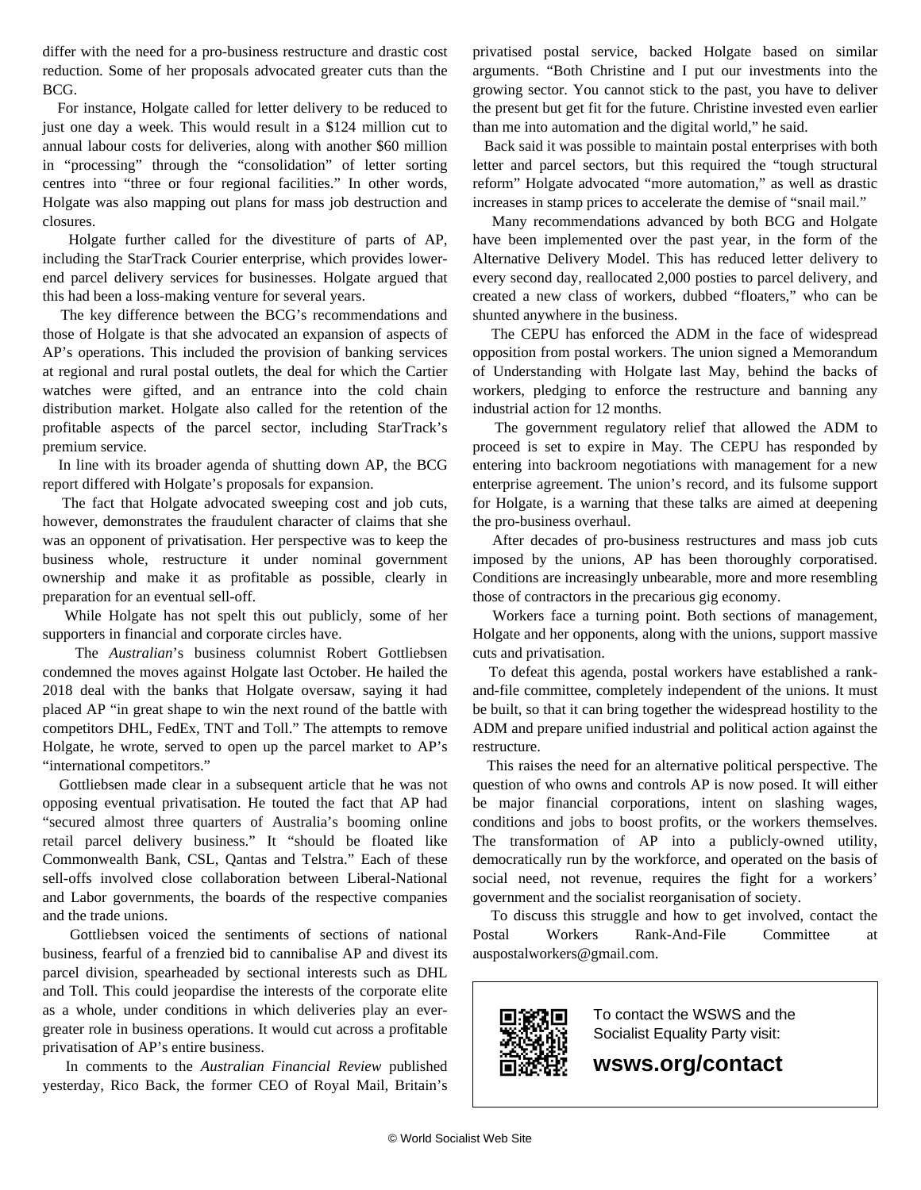differ with the need for a pro-business restructure and drastic cost reduction. Some of her proposals advocated greater cuts than the BCG.

For instance, Holgate called for letter delivery to be reduced to just one day a week. This would result in a $124 million cut to annual labour costs for deliveries, along with another $60 million in "processing" through the "consolidation" of letter sorting centres into "three or four regional facilities." In other words, Holgate was also mapping out plans for mass job destruction and closures.

Holgate further called for the divestiture of parts of AP, including the StarTrack Courier enterprise, which provides lower-end parcel delivery services for businesses. Holgate argued that this had been a loss-making venture for several years.

The key difference between the BCG's recommendations and those of Holgate is that she advocated an expansion of aspects of AP's operations. This included the provision of banking services at regional and rural postal outlets, the deal for which the Cartier watches were gifted, and an entrance into the cold chain distribution market. Holgate also called for the retention of the profitable aspects of the parcel sector, including StarTrack's premium service.

In line with its broader agenda of shutting down AP, the BCG report differed with Holgate's proposals for expansion.

The fact that Holgate advocated sweeping cost and job cuts, however, demonstrates the fraudulent character of claims that she was an opponent of privatisation. Her perspective was to keep the business whole, restructure it under nominal government ownership and make it as profitable as possible, clearly in preparation for an eventual sell-off.

While Holgate has not spelt this out publicly, some of her supporters in financial and corporate circles have.

The *Australian*'s business columnist Robert Gottliebsen condemned the moves against Holgate last October. He hailed the 2018 deal with the banks that Holgate oversaw, saying it had placed AP "in great shape to win the next round of the battle with competitors DHL, FedEx, TNT and Toll." The attempts to remove Holgate, he wrote, served to open up the parcel market to AP's "international competitors."

Gottliebsen made clear in a subsequent article that he was not opposing eventual privatisation. He touted the fact that AP had "secured almost three quarters of Australia's booming online retail parcel delivery business." It "should be floated like Commonwealth Bank, CSL, Qantas and Telstra." Each of these sell-offs involved close collaboration between Liberal-National and Labor governments, the boards of the respective companies and the trade unions.

Gottliebsen voiced the sentiments of sections of national business, fearful of a frenzied bid to cannibalise AP and divest its parcel division, spearheaded by sectional interests such as DHL and Toll. This could jeopardise the interests of the corporate elite as a whole, under conditions in which deliveries play an ever-greater role in business operations. It would cut across a profitable privatisation of AP's entire business.

In comments to the *Australian Financial Review* published yesterday, Rico Back, the former CEO of Royal Mail, Britain's privatised postal service, backed Holgate based on similar arguments. "Both Christine and I put our investments into the growing sector. You cannot stick to the past, you have to deliver the present but get fit for the future. Christine invested even earlier than me into automation and the digital world," he said.

Back said it was possible to maintain postal enterprises with both letter and parcel sectors, but this required the "tough structural reform" Holgate advocated "more automation," as well as drastic increases in stamp prices to accelerate the demise of "snail mail."

Many recommendations advanced by both BCG and Holgate have been implemented over the past year, in the form of the Alternative Delivery Model. This has reduced letter delivery to every second day, reallocated 2,000 posties to parcel delivery, and created a new class of workers, dubbed "floaters," who can be shunted anywhere in the business.

The CEPU has enforced the ADM in the face of widespread opposition from postal workers. The union signed a Memorandum of Understanding with Holgate last May, behind the backs of workers, pledging to enforce the restructure and banning any industrial action for 12 months.

The government regulatory relief that allowed the ADM to proceed is set to expire in May. The CEPU has responded by entering into backroom negotiations with management for a new enterprise agreement. The union's record, and its fulsome support for Holgate, is a warning that these talks are aimed at deepening the pro-business overhaul.

After decades of pro-business restructures and mass job cuts imposed by the unions, AP has been thoroughly corporatised. Conditions are increasingly unbearable, more and more resembling those of contractors in the precarious gig economy.

Workers face a turning point. Both sections of management, Holgate and her opponents, along with the unions, support massive cuts and privatisation.

To defeat this agenda, postal workers have established a rank-and-file committee, completely independent of the unions. It must be built, so that it can bring together the widespread hostility to the ADM and prepare unified industrial and political action against the restructure.

This raises the need for an alternative political perspective. The question of who owns and controls AP is now posed. It will either be major financial corporations, intent on slashing wages, conditions and jobs to boost profits, or the workers themselves. The transformation of AP into a publicly-owned utility, democratically run by the workforce, and operated on the basis of social need, not revenue, requires the fight for a workers' government and the socialist reorganisation of society.

To discuss this struggle and how to get involved, contact the Postal Workers Rank-And-File Committee at auspostalworkers@gmail.com.

To contact the WSWS and the Socialist Equality Party visit:

**wsws.org/contact**